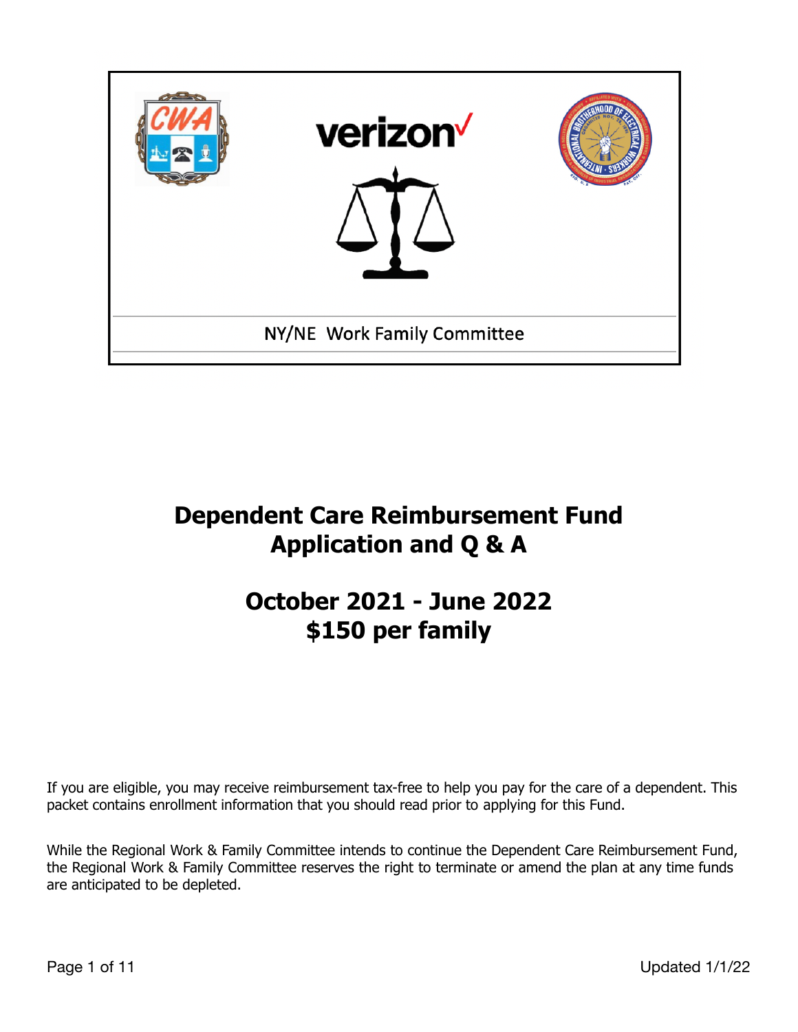NY/NE Work Family Committee

# Dependent Care Reimbursement Fund Application and Q & A

## October 2021 - June 2022 $150 per family

If you are eligible, you may receive reimbursement tax-free to help you pay for the care of a dependent. This packet contains enrollment information that you should read prior to applying for this Fund.

While the Regional Work & Family Committee intends to continue the Dependent Care Reimbursement Fund, the Regional Work & Family Committee reserves the right to terminate or amend the plan at any time funds are anticipated to be depleted.

Updated 1/1/22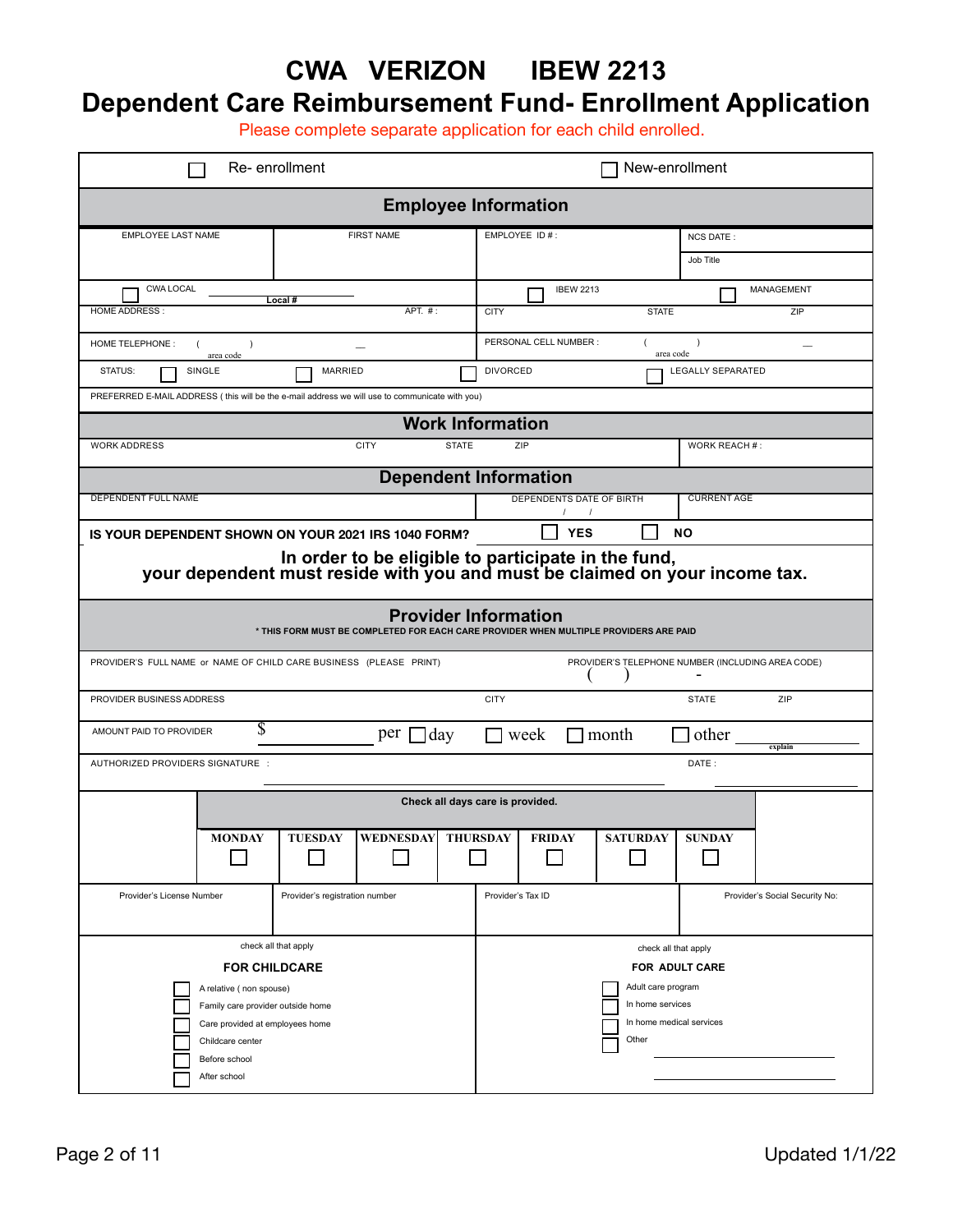# CWA VERIZON IBEW 2213

# Dependent Care Reimbursement Fund- Enrollment Application

Please complete separate application for each child enrolled.

☐ Re- enrollment ☐ New-enrollment

## Employee Information

| EMPLOYEE LAST NAME | FIRST NAME | EMPLOYEE ID # : | NCS DATE : / Job Title |
|---|---|---|---|
| ☐ CWA LOCAL ______ Local # | | ☐ IBEW 2213 | ☐ MANAGEMENT |
| HOME ADDRESS : | APT. # : | CITY STATE | ZIP |
| HOME TELEPHONE : ( ) area code _ | | PERSONAL CELL NUMBER : ( ) area code _ | |
| STATUS: ☐ SINGLE | ☐ MARRIED | ☐ DIVORCED | ☐ LEGALLY SEPARATED |

PREFERRED E-MAIL ADDRESS ( this will be the e-mail address we will use to communicate with you)

## Work Information

| WORK ADDRESS | CITY | STATE | ZIP | WORK REACH # : |
|---|---|---|---|---|

## Dependent Information

| DEPENDENT FULL NAME | DEPENDENTS DATE OF BIRTH / / | CURRENT AGE |
|---|---|---|

**IS YOUR DEPENDENT SHOWN ON YOUR 2021 IRS 1040 FORM?** ☐ **YES** ☐ **NO**

**In order to be eligible to participate in the fund, your dependent must reside with you and must be claimed on your income tax.**

## Provider Information

* THIS FORM MUST BE COMPLETED FOR EACH CARE PROVIDER WHEN MULTIPLE PROVIDERS ARE PAID

| PROVIDER'S FULL NAME or NAME OF CHILD CARE BUSINESS (PLEASE PRINT) | PROVIDER'S TELEPHONE NUMBER (INCLUDING AREA CODE) ( ) - |
|---|---|

| PROVIDER BUSINESS ADDRESS | CITY | STATE | ZIP |
|---|---|---|---|

AMOUNT PAID TO PROVIDER $ ______ per ☐ day ☐ week ☐ month ☐ other ______ explain

AUTHORIZED PROVIDERS SIGNATURE : ______ DATE : ______

**Check all days care is provided.**

| MONDAY | TUESDAY | WEDNESDAY | THURSDAY | FRIDAY | SATURDAY | SUNDAY |
|---|---|---|---|---|---|---|
| ☐ | ☐ | ☐ | ☐ | ☐ | ☐ | ☐ |

| Provider's License Number | Provider's registration number | Provider's Tax ID | Provider's Social Security No: |
|---|---|---|---|

check all that apply

**FOR CHILDCARE**

- ☐ A relative ( non spouse)
- ☐ Family care provider outside home
- ☐ Care provided at employees home
- ☐ Childcare center
- ☐ Before school
- ☐ After school

check all that apply

**FOR ADULT CARE**

- ☐ Adult care program
- ☐ In home services
- ☐ In home medical services
- ☐ Other ______

Updated 1/1/22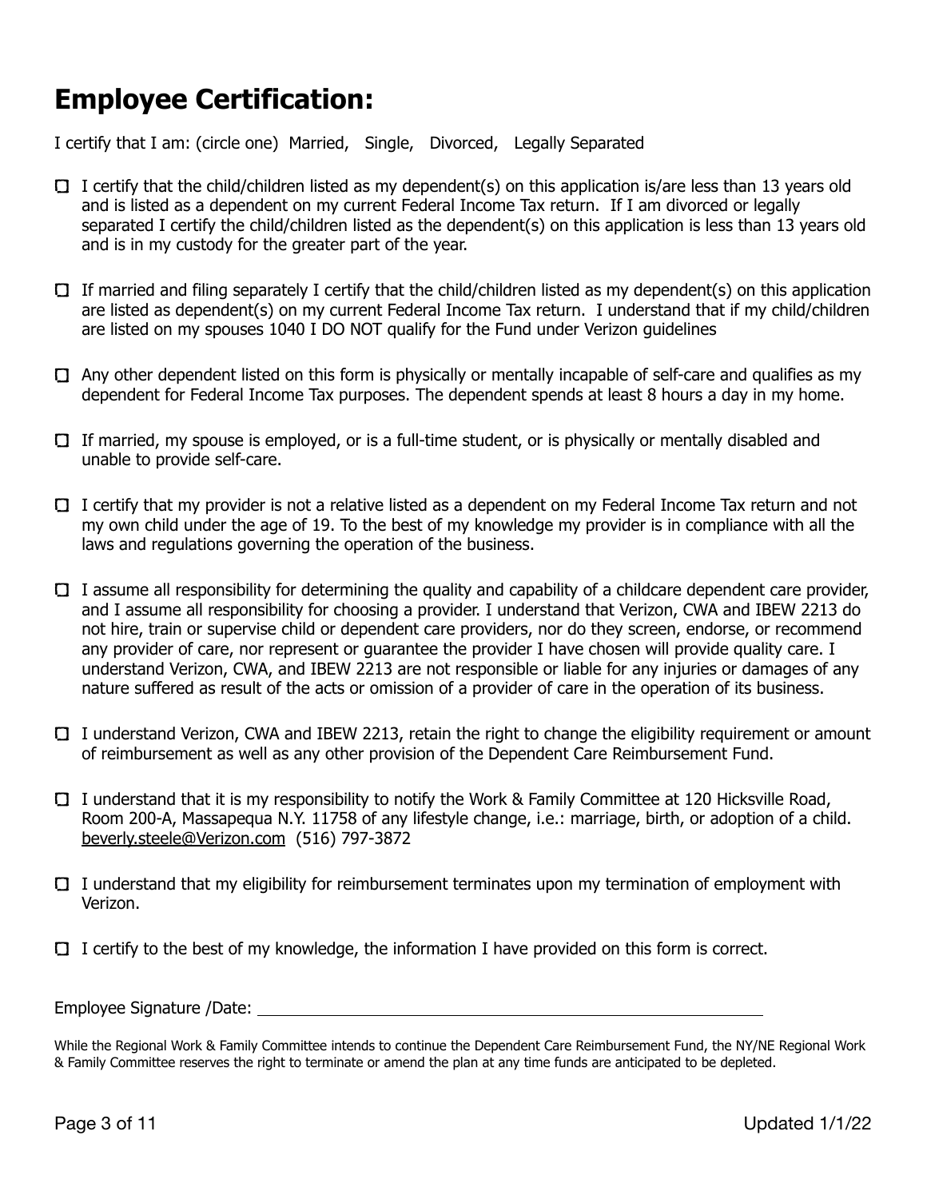# Employee Certification:

I certify that I am: (circle one) Married, Single, Divorced, Legally Separated

- ☐ I certify that the child/children listed as my dependent(s) on this application is/are less than 13 years old and is listed as a dependent on my current Federal Income Tax return. If I am divorced or legally separated I certify the child/children listed as the dependent(s) on this application is less than 13 years old and is in my custody for the greater part of the year.

- ☐ If married and filing separately I certify that the child/children listed as my dependent(s) on this application are listed as dependent(s) on my current Federal Income Tax return. I understand that if my child/children are listed on my spouses 1040 I DO NOT qualify for the Fund under Verizon guidelines

- ☐ Any other dependent listed on this form is physically or mentally incapable of self-care and qualifies as my dependent for Federal Income Tax purposes. The dependent spends at least 8 hours a day in my home.

- ☐ If married, my spouse is employed, or is a full-time student, or is physically or mentally disabled and unable to provide self-care.

- ☐ I certify that my provider is not a relative listed as a dependent on my Federal Income Tax return and not my own child under the age of 19. To the best of my knowledge my provider is in compliance with all the laws and regulations governing the operation of the business.

- ☐ I assume all responsibility for determining the quality and capability of a childcare dependent care provider, and I assume all responsibility for choosing a provider. I understand that Verizon, CWA and IBEW 2213 do not hire, train or supervise child or dependent care providers, nor do they screen, endorse, or recommend any provider of care, nor represent or guarantee the provider I have chosen will provide quality care. I understand Verizon, CWA, and IBEW 2213 are not responsible or liable for any injuries or damages of any nature suffered as result of the acts or omission of a provider of care in the operation of its business.

- ☐ I understand Verizon, CWA and IBEW 2213, retain the right to change the eligibility requirement or amount of reimbursement as well as any other provision of the Dependent Care Reimbursement Fund.

- ☐ I understand that it is my responsibility to notify the Work & Family Committee at 120 Hicksville Road, Room 200-A, Massapequa N.Y. 11758 of any lifestyle change, i.e.: marriage, birth, or adoption of a child. beverly.steele@Verizon.com (516) 797-3872

- ☐ I understand that my eligibility for reimbursement terminates upon my termination of employment with Verizon.

- ☐ I certify to the best of my knowledge, the information I have provided on this form is correct.

Employee Signature /Date: ____________________________________________

While the Regional Work & Family Committee intends to continue the Dependent Care Reimbursement Fund, the NY/NE Regional Work & Family Committee reserves the right to terminate or amend the plan at any time funds are anticipated to be depleted.

Updated 1/1/22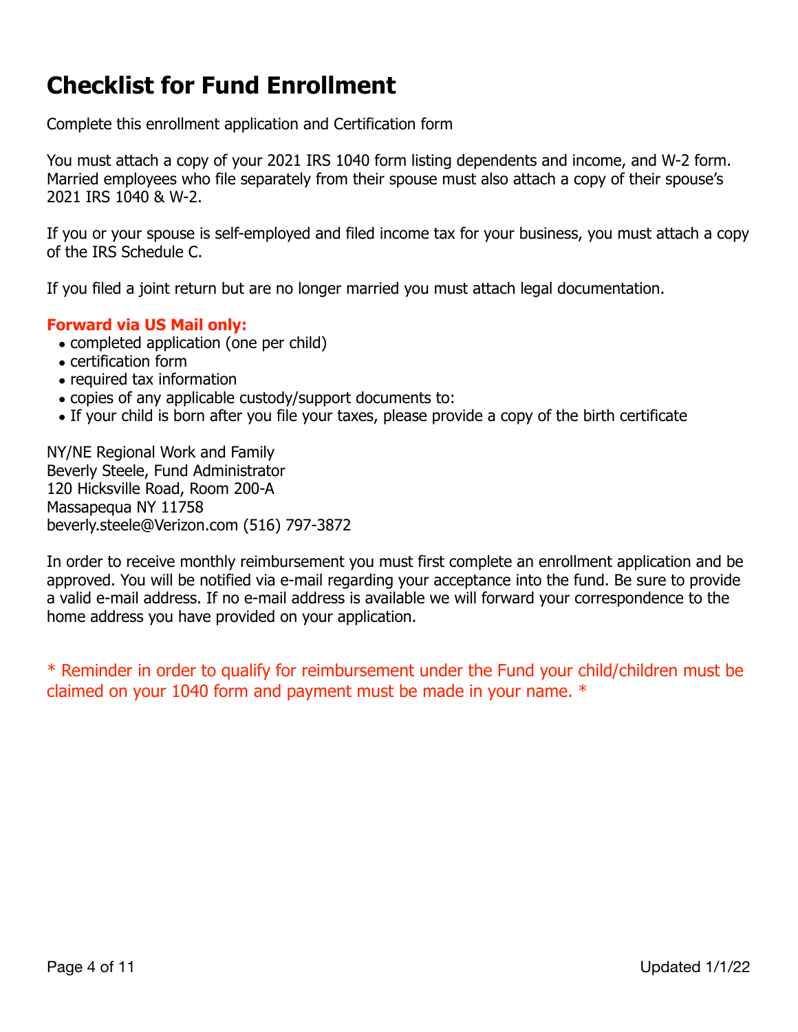# Checklist for Fund Enrollment

Complete this enrollment application and Certification form

You must attach a copy of your 2021 IRS 1040 form listing dependents and income, and W-2 form. Married employees who file separately from their spouse must also attach a copy of their spouse's 2021 IRS 1040 & W-2.

If you or your spouse is self-employed and filed income tax for your business, you must attach a copy of the IRS Schedule C.

If you filed a joint return but are no longer married you must attach legal documentation.

**Forward via US Mail only:**

- completed application (one per child)
- certification form
- required tax information
- copies of any applicable custody/support documents to:
- If your child is born after you file your taxes, please provide a copy of the birth certificate

NY/NE Regional Work and Family
Beverly Steele, Fund Administrator
120 Hicksville Road, Room 200-A
Massapequa NY 11758
beverly.steele@Verizon.com (516) 797-3872

In order to receive monthly reimbursement you must first complete an enrollment application and be approved. You will be notified via e-mail regarding your acceptance into the fund. Be sure to provide a valid e-mail address. If no e-mail address is available we will forward your correspondence to the home address you have provided on your application.

* Reminder in order to qualify for reimbursement under the Fund your child/children must be claimed on your 1040 form and payment must be made in your name. *

Updated 1/1/22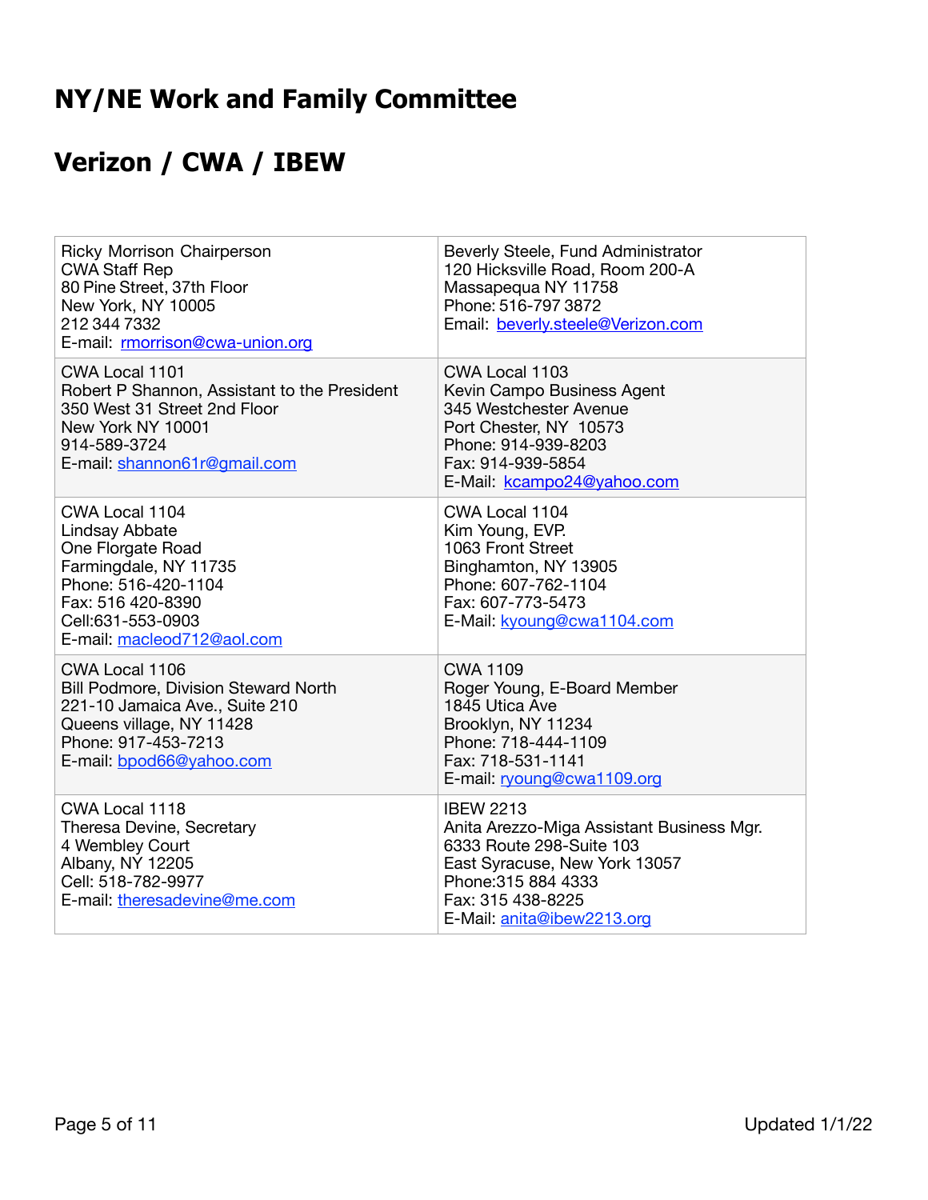# NY/NE Work and Family Committee

# Verizon / CWA / IBEW

| | |
|---|---|
| Ricky Morrison Chairperson<br>CWA Staff Rep<br>80 Pine Street, 37th Floor<br>New York, NY 10005<br>212 344 7332<br>E-mail: rmorrison@cwa-union.org | Beverly Steele, Fund Administrator<br>120 Hicksville Road, Room 200-A<br>Massapequa NY 11758<br>Phone: 516-797 3872<br>Email: beverly.steele@Verizon.com |
| CWA Local 1101<br>Robert P Shannon, Assistant to the President<br>350 West 31 Street 2nd Floor<br>New York NY 10001<br>914-589-3724<br>E-mail: shannon61r@gmail.com | CWA Local 1103<br>Kevin Campo Business Agent<br>345 Westchester Avenue<br>Port Chester, NY 10573<br>Phone: 914-939-8203<br>Fax: 914-939-5854<br>E-Mail: kcampo24@yahoo.com |
| CWA Local 1104<br>Lindsay Abbate<br>One Florgate Road<br>Farmingdale, NY 11735<br>Phone: 516-420-1104<br>Fax: 516 420-8390<br>Cell:631-553-0903<br>E-mail: macleod712@aol.com | CWA Local 1104<br>Kim Young, EVP.<br>1063 Front Street<br>Binghamton, NY 13905<br>Phone: 607-762-1104<br>Fax: 607-773-5473<br>E-Mail: kyoung@cwa1104.com |
| CWA Local 1106<br>Bill Podmore, Division Steward North<br>221-10 Jamaica Ave., Suite 210<br>Queens village, NY 11428<br>Phone: 917-453-7213<br>E-mail: bpod66@yahoo.com | CWA 1109<br>Roger Young, E-Board Member<br>1845 Utica Ave<br>Brooklyn, NY 11234<br>Phone: 718-444-1109<br>Fax: 718-531-1141<br>E-mail: ryoung@cwa1109.org |
| CWA Local 1118<br>Theresa Devine, Secretary<br>4 Wembley Court<br>Albany, NY 12205<br>Cell: 518-782-9977<br>E-mail: theresadevine@me.com | IBEW 2213<br>Anita Arezzo-Miga Assistant Business Mgr.<br>6333 Route 298-Suite 103<br>East Syracuse, New York 13057<br>Phone:315 884 4333<br>Fax: 315 438-8225<br>E-Mail: anita@ibew2213.org |

Updated 1/1/22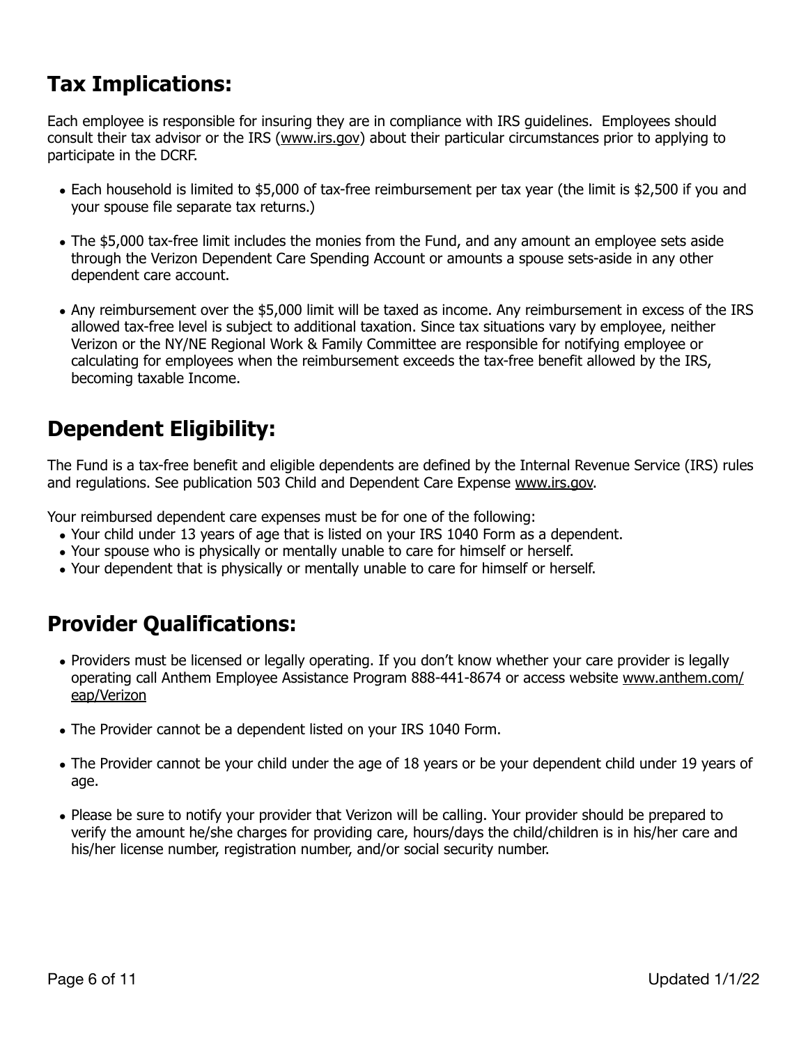## Tax Implications:

Each employee is responsible for insuring they are in compliance with IRS guidelines. Employees should consult their tax advisor or the IRS (www.irs.gov) about their particular circumstances prior to applying to participate in the DCRF.

- Each household is limited to $5,000 of tax-free reimbursement per tax year (the limit is $2,500 if you and your spouse file separate tax returns.)
- The $5,000 tax-free limit includes the monies from the Fund, and any amount an employee sets aside through the Verizon Dependent Care Spending Account or amounts a spouse sets-aside in any other dependent care account.
- Any reimbursement over the $5,000 limit will be taxed as income. Any reimbursement in excess of the IRS allowed tax-free level is subject to additional taxation. Since tax situations vary by employee, neither Verizon or the NY/NE Regional Work & Family Committee are responsible for notifying employee or calculating for employees when the reimbursement exceeds the tax-free benefit allowed by the IRS, becoming taxable Income.

## Dependent Eligibility:

The Fund is a tax-free benefit and eligible dependents are defined by the Internal Revenue Service (IRS) rules and regulations. See publication 503 Child and Dependent Care Expense www.irs.gov.

Your reimbursed dependent care expenses must be for one of the following:

- Your child under 13 years of age that is listed on your IRS 1040 Form as a dependent.
- Your spouse who is physically or mentally unable to care for himself or herself.
- Your dependent that is physically or mentally unable to care for himself or herself.

## Provider Qualifications:

- Providers must be licensed or legally operating. If you don't know whether your care provider is legally operating call Anthem Employee Assistance Program 888-441-8674 or access website www.anthem.com/eap/Verizon
- The Provider cannot be a dependent listed on your IRS 1040 Form.
- The Provider cannot be your child under the age of 18 years or be your dependent child under 19 years of age.
- Please be sure to notify your provider that Verizon will be calling. Your provider should be prepared to verify the amount he/she charges for providing care, hours/days the child/children is in his/her care and his/her license number, registration number, and/or social security number.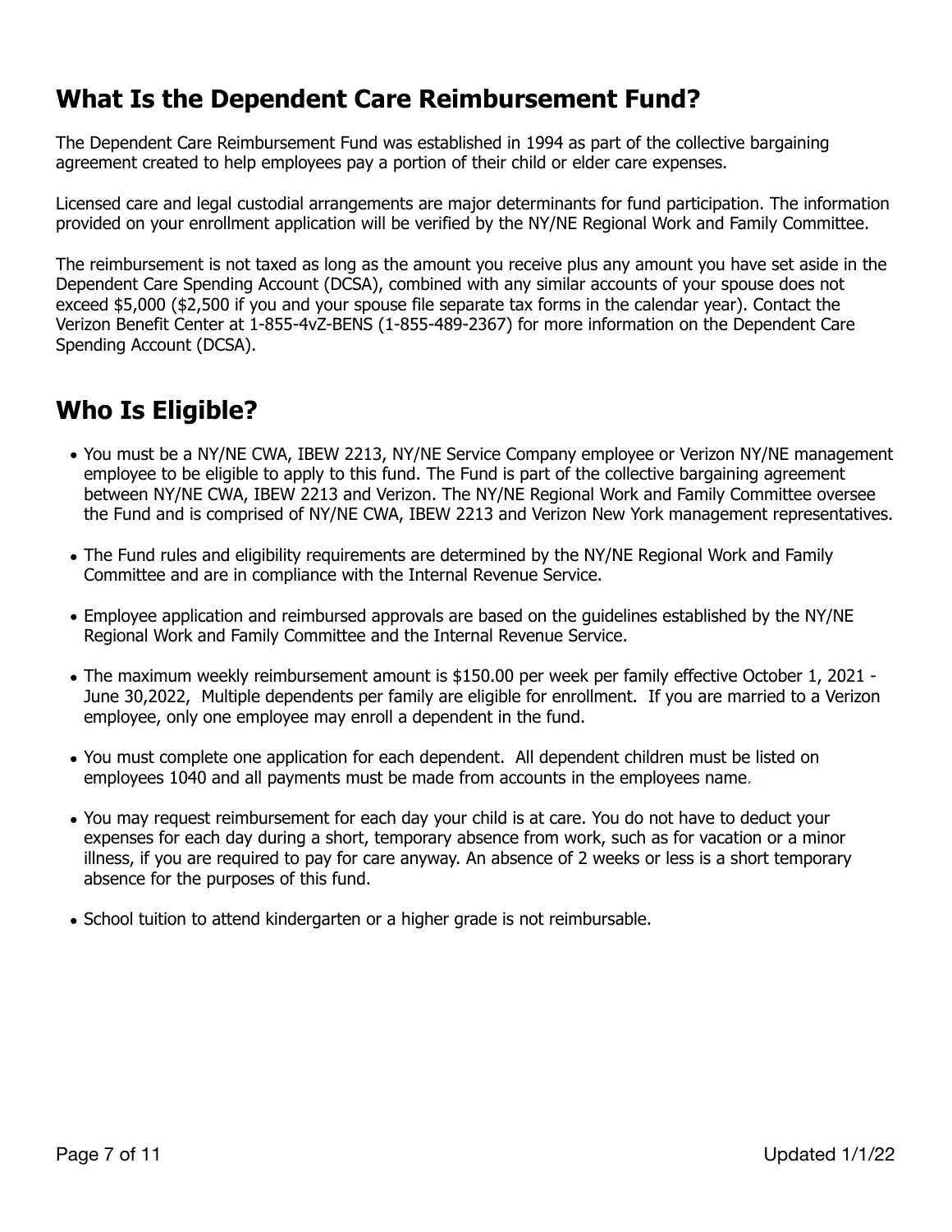## What Is the Dependent Care Reimbursement Fund?

The Dependent Care Reimbursement Fund was established in 1994 as part of the collective bargaining agreement created to help employees pay a portion of their child or elder care expenses.

Licensed care and legal custodial arrangements are major determinants for fund participation. The information provided on your enrollment application will be verified by the NY/NE Regional Work and Family Committee.

The reimbursement is not taxed as long as the amount you receive plus any amount you have set aside in the Dependent Care Spending Account (DCSA), combined with any similar accounts of your spouse does not exceed $5,000 ($2,500 if you and your spouse file separate tax forms in the calendar year). Contact the Verizon Benefit Center at 1-855-4vZ-BENS (1-855-489-2367) for more information on the Dependent Care Spending Account (DCSA).

## Who Is Eligible?

- You must be a NY/NE CWA, IBEW 2213, NY/NE Service Company employee or Verizon NY/NE management employee to be eligible to apply to this fund. The Fund is part of the collective bargaining agreement between NY/NE CWA, IBEW 2213 and Verizon. The NY/NE Regional Work and Family Committee oversee the Fund and is comprised of NY/NE CWA, IBEW 2213 and Verizon New York management representatives.
- The Fund rules and eligibility requirements are determined by the NY/NE Regional Work and Family Committee and are in compliance with the Internal Revenue Service.
- Employee application and reimbursed approvals are based on the guidelines established by the NY/NE Regional Work and Family Committee and the Internal Revenue Service.
- The maximum weekly reimbursement amount is $150.00 per week per family effective October 1, 2021 - June 30,2022, Multiple dependents per family are eligible for enrollment. If you are married to a Verizon employee, only one employee may enroll a dependent in the fund.
- You must complete one application for each dependent. All dependent children must be listed on employees 1040 and all payments must be made from accounts in the employees name.
- You may request reimbursement for each day your child is at care. You do not have to deduct your expenses for each day during a short, temporary absence from work, such as for vacation or a minor illness, if you are required to pay for care anyway. An absence of 2 weeks or less is a short temporary absence for the purposes of this fund.
- School tuition to attend kindergarten or a higher grade is not reimbursable.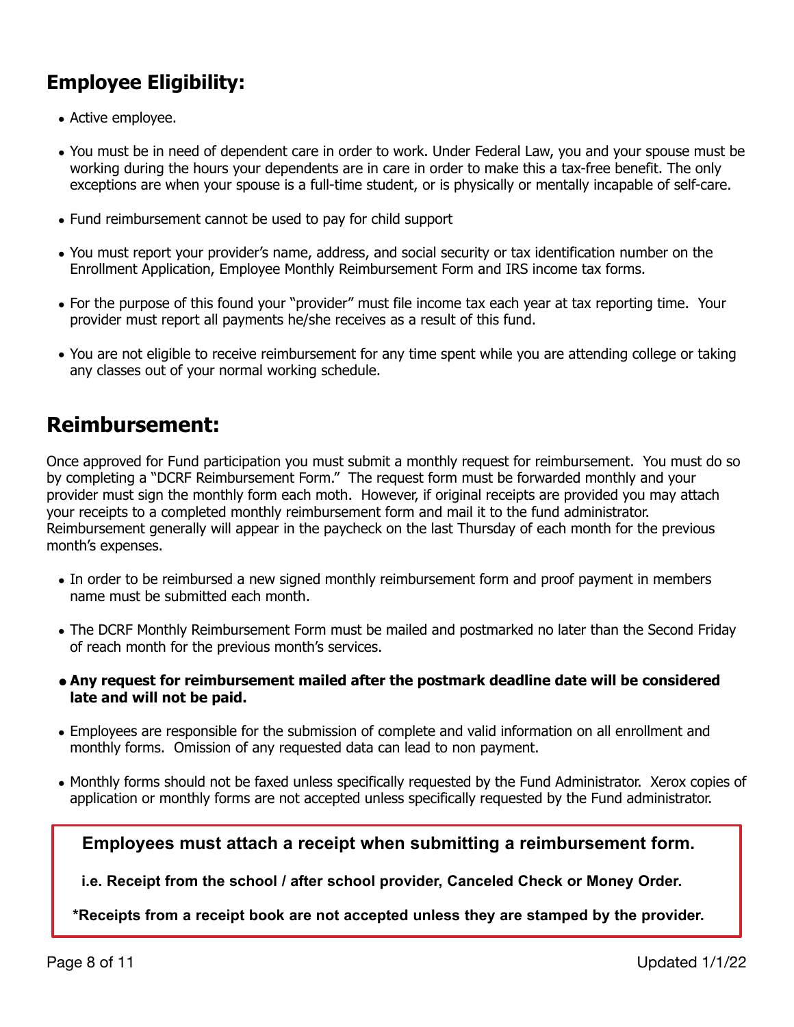## Employee Eligibility:

- Active employee.
- You must be in need of dependent care in order to work. Under Federal Law, you and your spouse must be working during the hours your dependents are in care in order to make this a tax-free benefit. The only exceptions are when your spouse is a full-time student, or is physically or mentally incapable of self-care.
- Fund reimbursement cannot be used to pay for child support
- You must report your provider's name, address, and social security or tax identification number on the Enrollment Application, Employee Monthly Reimbursement Form and IRS income tax forms.
- For the purpose of this found your "provider" must file income tax each year at tax reporting time. Your provider must report all payments he/she receives as a result of this fund.
- You are not eligible to receive reimbursement for any time spent while you are attending college or taking any classes out of your normal working schedule.

## Reimbursement:

Once approved for Fund participation you must submit a monthly request for reimbursement. You must do so by completing a "DCRF Reimbursement Form." The request form must be forwarded monthly and your provider must sign the monthly form each moth. However, if original receipts are provided you may attach your receipts to a completed monthly reimbursement form and mail it to the fund administrator. Reimbursement generally will appear in the paycheck on the last Thursday of each month for the previous month's expenses.

- In order to be reimbursed a new signed monthly reimbursement form and proof payment in members name must be submitted each month.
- The DCRF Monthly Reimbursement Form must be mailed and postmarked no later than the Second Friday of reach month for the previous month's services.
- **Any request for reimbursement mailed after the postmark deadline date will be considered late and will not be paid.**
- Employees are responsible for the submission of complete and valid information on all enrollment and monthly forms. Omission of any requested data can lead to non payment.
- Monthly forms should not be faxed unless specifically requested by the Fund Administrator. Xerox copies of application or monthly forms are not accepted unless specifically requested by the Fund administrator.

**Employees must attach a receipt when submitting a reimbursement form.**

**i.e. Receipt from the school / after school provider, Canceled Check or Money Order.**

***Receipts from a receipt book are not accepted unless they are stamped by the provider.**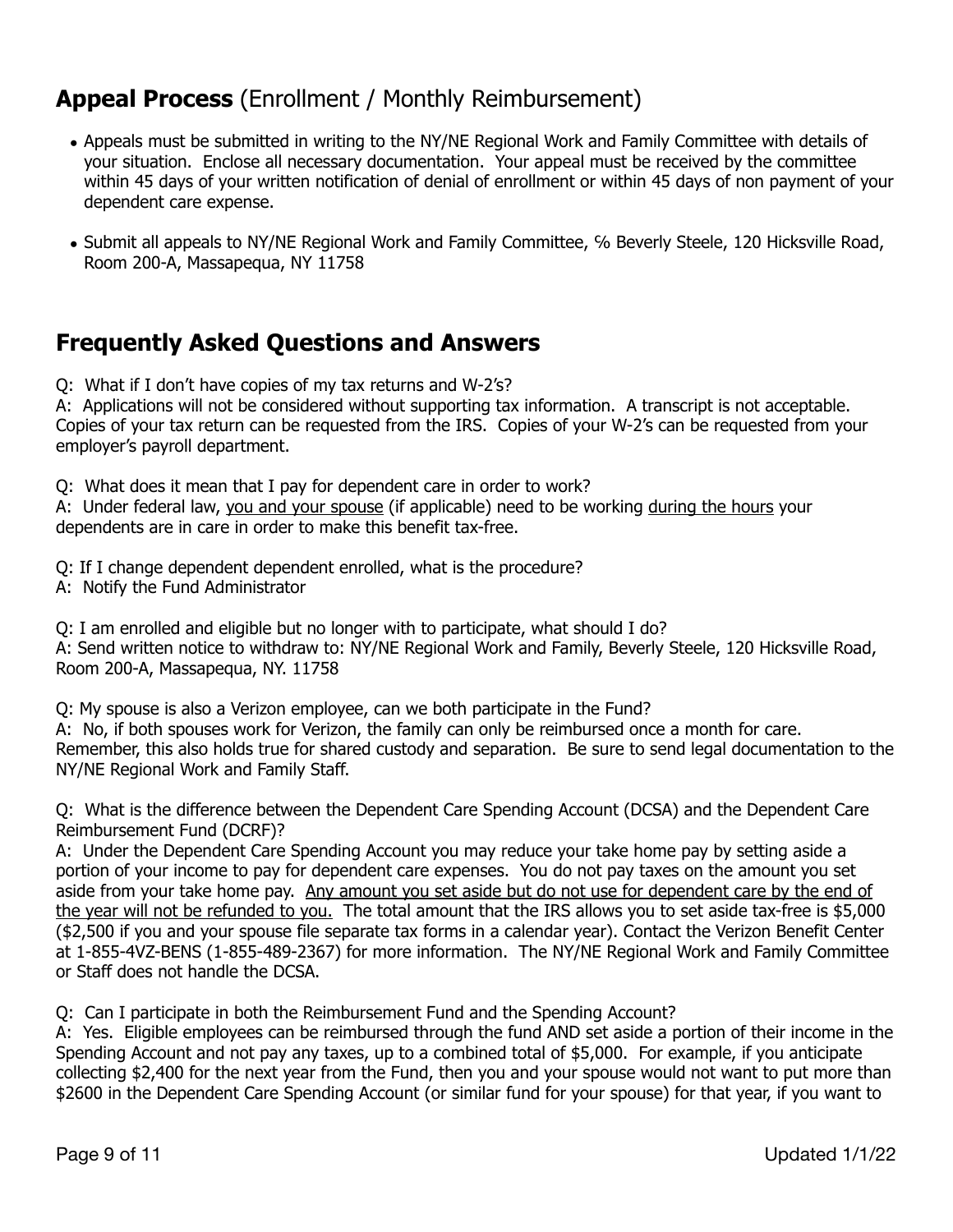## **Appeal Process** (Enrollment / Monthly Reimbursement)

- Appeals must be submitted in writing to the NY/NE Regional Work and Family Committee with details of your situation. Enclose all necessary documentation. Your appeal must be received by the committee within 45 days of your written notification of denial of enrollment or within 45 days of non payment of your dependent care expense.
- Submit all appeals to NY/NE Regional Work and Family Committee, ℅ Beverly Steele, 120 Hicksville Road, Room 200-A, Massapequa, NY 11758

## Frequently Asked Questions and Answers

Q: What if I don't have copies of my tax returns and W-2's?
A: Applications will not be considered without supporting tax information. A transcript is not acceptable. Copies of your tax return can be requested from the IRS. Copies of your W-2's can be requested from your employer's payroll department.

Q: What does it mean that I pay for dependent care in order to work?
A: Under federal law, <u>you and your spouse</u> (if applicable) need to be working <u>during the hours</u> your dependents are in care in order to make this benefit tax-free.

Q: If I change dependent dependent enrolled, what is the procedure?
A: Notify the Fund Administrator

Q: I am enrolled and eligible but no longer with to participate, what should I do?
A: Send written notice to withdraw to: NY/NE Regional Work and Family, Beverly Steele, 120 Hicksville Road, Room 200-A, Massapequa, NY. 11758

Q: My spouse is also a Verizon employee, can we both participate in the Fund?
A: No, if both spouses work for Verizon, the family can only be reimbursed once a month for care. Remember, this also holds true for shared custody and separation. Be sure to send legal documentation to the NY/NE Regional Work and Family Staff.

Q: What is the difference between the Dependent Care Spending Account (DCSA) and the Dependent Care Reimbursement Fund (DCRF)?
A: Under the Dependent Care Spending Account you may reduce your take home pay by setting aside a portion of your income to pay for dependent care expenses. You do not pay taxes on the amount you set aside from your take home pay. <u>Any amount you set aside but do not use for dependent care by the end of the year will not be refunded to you.</u> The total amount that the IRS allows you to set aside tax-free is $5,000 ($2,500 if you and your spouse file separate tax forms in a calendar year). Contact the Verizon Benefit Center at 1-855-4VZ-BENS (1-855-489-2367) for more information. The NY/NE Regional Work and Family Committee or Staff does not handle the DCSA.

Q: Can I participate in both the Reimbursement Fund and the Spending Account?
A: Yes. Eligible employees can be reimbursed through the fund AND set aside a portion of their income in the Spending Account and not pay any taxes, up to a combined total of $5,000. For example, if you anticipate collecting $2,400 for the next year from the Fund, then you and your spouse would not want to put more than $2600 in the Dependent Care Spending Account (or similar fund for your spouse) for that year, if you want to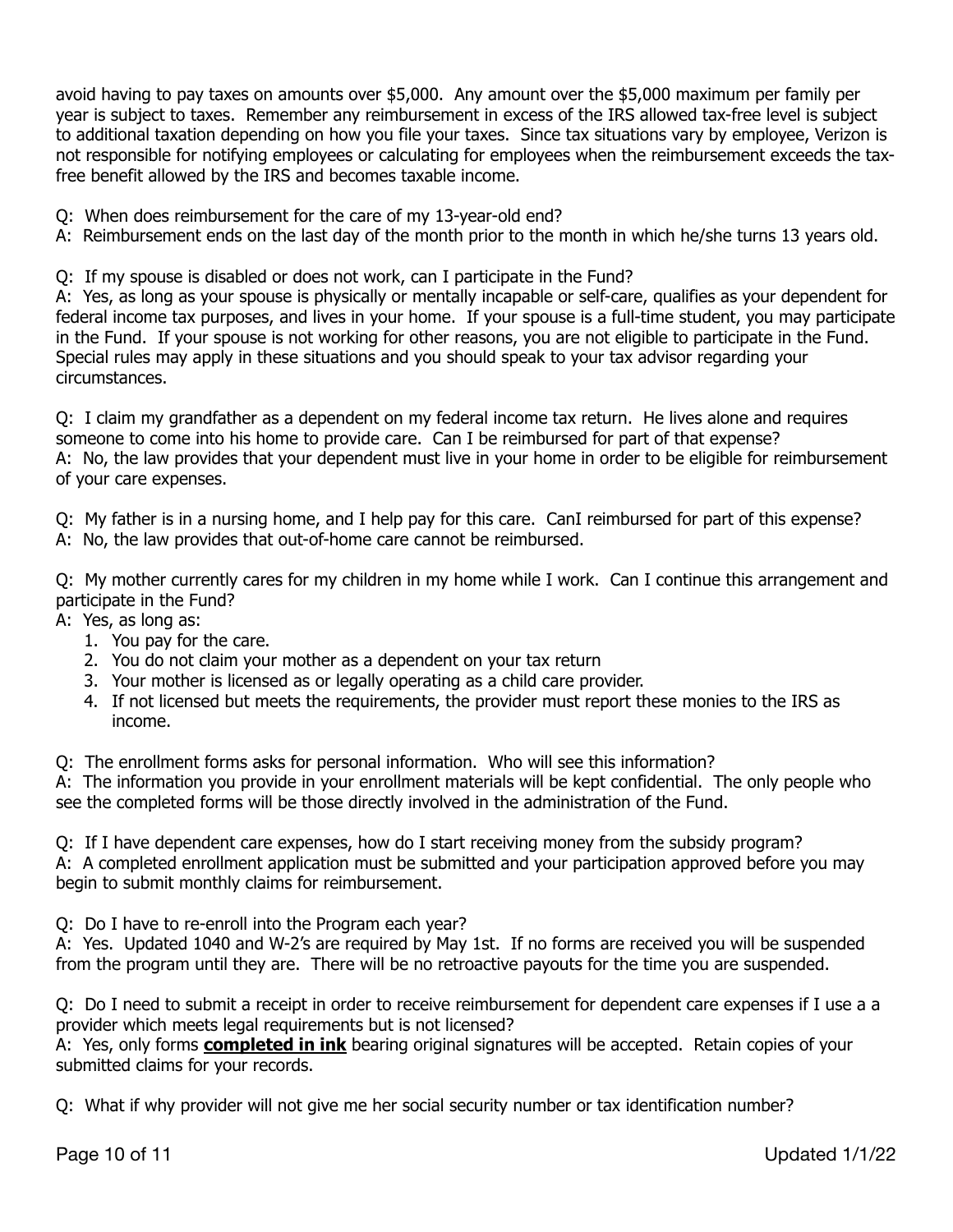avoid having to pay taxes on amounts over $5,000. Any amount over the $5,000 maximum per family per year is subject to taxes. Remember any reimbursement in excess of the IRS allowed tax-free level is subject to additional taxation depending on how you file your taxes. Since tax situations vary by employee, Verizon is not responsible for notifying employees or calculating for employees when the reimbursement exceeds the tax-free benefit allowed by the IRS and becomes taxable income.

Q: When does reimbursement for the care of my 13-year-old end?
A: Reimbursement ends on the last day of the month prior to the month in which he/she turns 13 years old.

Q: If my spouse is disabled or does not work, can I participate in the Fund?
A: Yes, as long as your spouse is physically or mentally incapable or self-care, qualifies as your dependent for federal income tax purposes, and lives in your home. If your spouse is a full-time student, you may participate in the Fund. If your spouse is not working for other reasons, you are not eligible to participate in the Fund. Special rules may apply in these situations and you should speak to your tax advisor regarding your circumstances.

Q: I claim my grandfather as a dependent on my federal income tax return. He lives alone and requires someone to come into his home to provide care. Can I be reimbursed for part of that expense?
A: No, the law provides that your dependent must live in your home in order to be eligible for reimbursement of your care expenses.

Q: My father is in a nursing home, and I help pay for this care. CanI reimbursed for part of this expense?
A: No, the law provides that out-of-home care cannot be reimbursed.

Q: My mother currently cares for my children in my home while I work. Can I continue this arrangement and participate in the Fund?
A: Yes, as long as:

1. You pay for the care.
2. You do not claim your mother as a dependent on your tax return
3. Your mother is licensed as or legally operating as a child care provider.
4. If not licensed but meets the requirements, the provider must report these monies to the IRS as income.

Q: The enrollment forms asks for personal information. Who will see this information?
A: The information you provide in your enrollment materials will be kept confidential. The only people who see the completed forms will be those directly involved in the administration of the Fund.

Q: If I have dependent care expenses, how do I start receiving money from the subsidy program?
A: A completed enrollment application must be submitted and your participation approved before you may begin to submit monthly claims for reimbursement.

Q: Do I have to re-enroll into the Program each year?
A: Yes. Updated 1040 and W-2's are required by May 1st. If no forms are received you will be suspended from the program until they are. There will be no retroactive payouts for the time you are suspended.

Q: Do I need to submit a receipt in order to receive reimbursement for dependent care expenses if I use a a provider which meets legal requirements but is not licensed?
A: Yes, only forms **completed in ink** bearing original signatures will be accepted. Retain copies of your submitted claims for your records.

Q: What if why provider will not give me her social security number or tax identification number?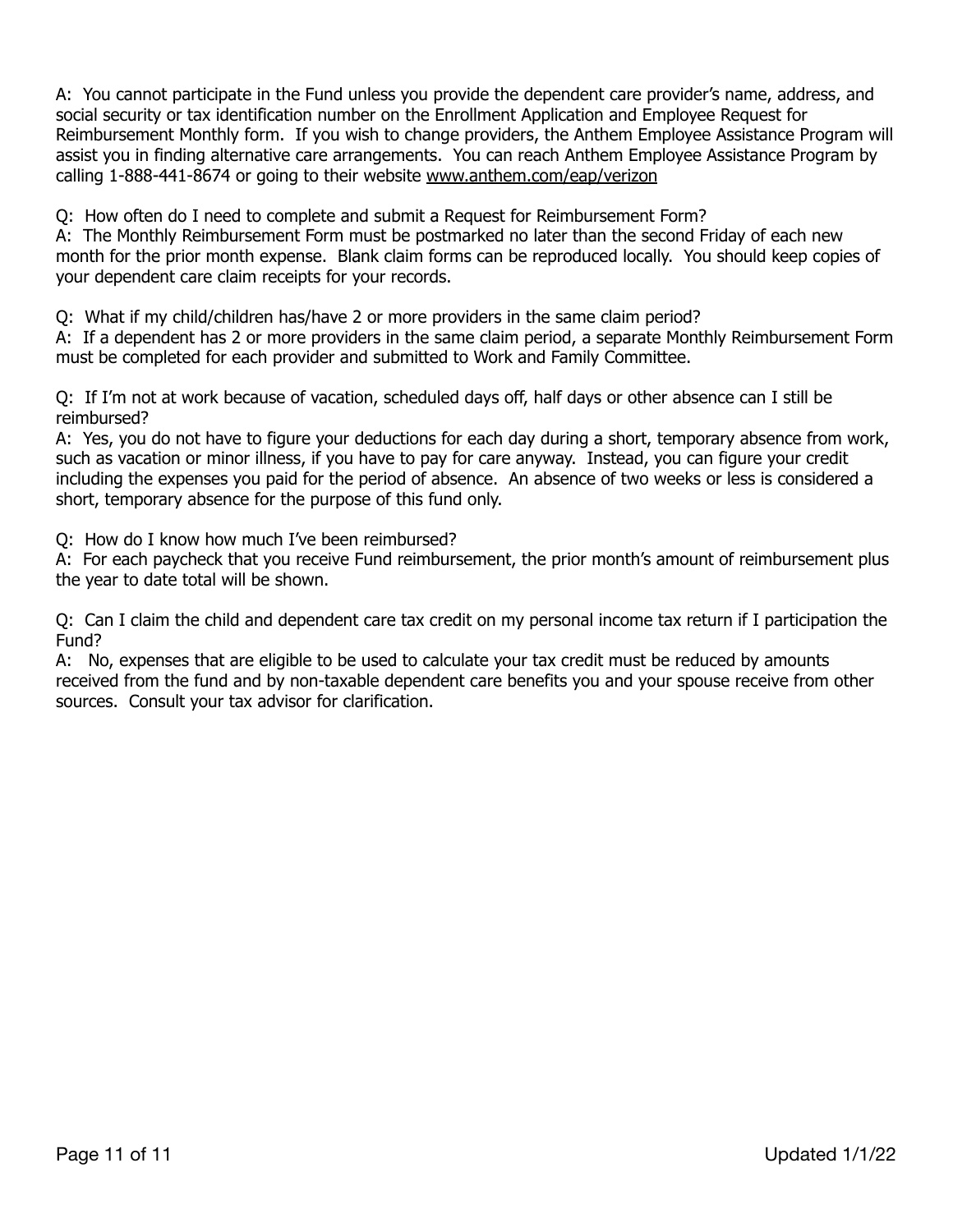A:  You cannot participate in the Fund unless you provide the dependent care provider's name, address, and social security or tax identification number on the Enrollment Application and Employee Request for Reimbursement Monthly form.  If you wish to change providers, the Anthem Employee Assistance Program will assist you in finding alternative care arrangements.  You can reach Anthem Employee Assistance Program by calling 1-888-441-8674 or going to their website www.anthem.com/eap/verizon

Q:  How often do I need to complete and submit a Request for Reimbursement Form?
A:  The Monthly Reimbursement Form must be postmarked no later than the second Friday of each new month for the prior month expense.  Blank claim forms can be reproduced locally.  You should keep copies of your dependent care claim receipts for your records.

Q:  What if my child/children has/have 2 or more providers in the same claim period?
A:  If a dependent has 2 or more providers in the same claim period, a separate Monthly Reimbursement Form must be completed for each provider and submitted to Work and Family Committee.

Q:  If I'm not at work because of vacation, scheduled days off, half days or other absence can I still be reimbursed?
A:  Yes, you do not have to figure your deductions for each day during a short, temporary absence from work, such as vacation or minor illness, if you have to pay for care anyway.  Instead, you can figure your credit including the expenses you paid for the period of absence.  An absence of two weeks or less is considered a short, temporary absence for the purpose of this fund only.

Q:  How do I know how much I've been reimbursed?
A:  For each paycheck that you receive Fund reimbursement, the prior month's amount of reimbursement plus the year to date total will be shown.

Q:  Can I claim the child and dependent care tax credit on my personal income tax return if I participation the Fund?
A:   No, expenses that are eligible to be used to calculate your tax credit must be reduced by amounts received from the fund and by non-taxable dependent care benefits you and your spouse receive from other sources.  Consult your tax advisor for clarification.